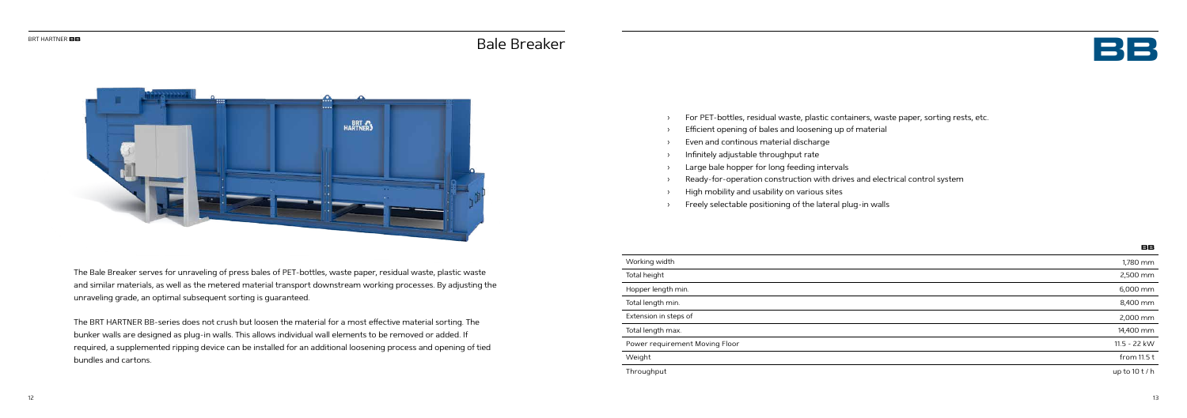# Bale Breaker

The Bale Breaker serves for unraveling of press bales of PET-bottles, waste paper, residual waste, plastic waste and similar materials, as well as the metered material transport downstream working processes. By adjusting the unraveling grade, an optimal subsequent sorting is guaranteed.

The BRT HARTNER BB-series does not crush but loosen the material for a most effective material sorting. The bunker walls are designed as plug-in walls. This allows individual wall elements to be removed or added. If required, a supplemented ripping device can be installed for an additional loosening process and opening of tied bundles and cartons.

- For PET-bottles, residual waste, plastic containers, waste paper, sorting rests, etc.
- Efficient opening of bales and loosening up of material
- Even and continous material discharge
- Infinitely adjustable throughput rate
- Large bale hopper for long feeding intervals
- Ready-for-operation construction with drives and electrical control system
- High mobility and usability on various sites
- Freely selectable positioning of the lateral plug-in walls

| | BB |
|---|---|
| Working width | 1,780 mm |
| Total height | 2,500 mm |
| Hopper length min. | 6,000 mm |
| Total length min. | 8,400 mm |
| Extension in steps of | 2,000 mm |
| Total length max. | 14,400 mm |
| Power requirement Moving Floor | 11.5 - 22 kW |
| Weight | from 11.5 t |
| Throughput | up to 10 t / h |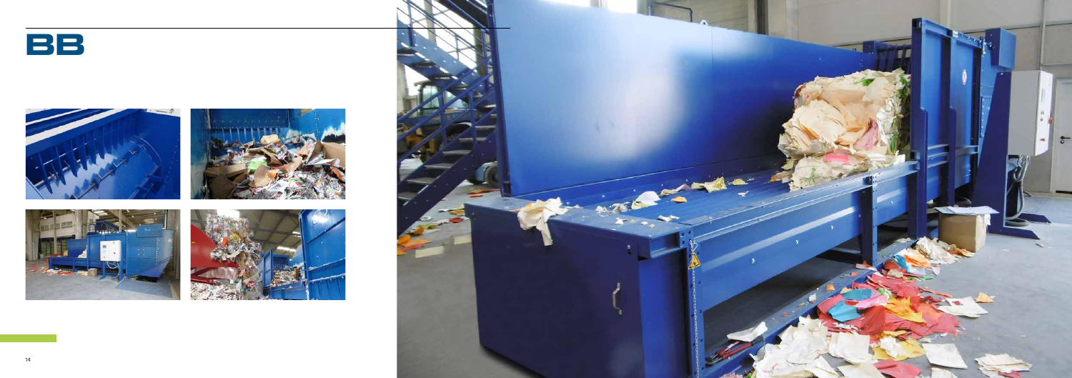# BB